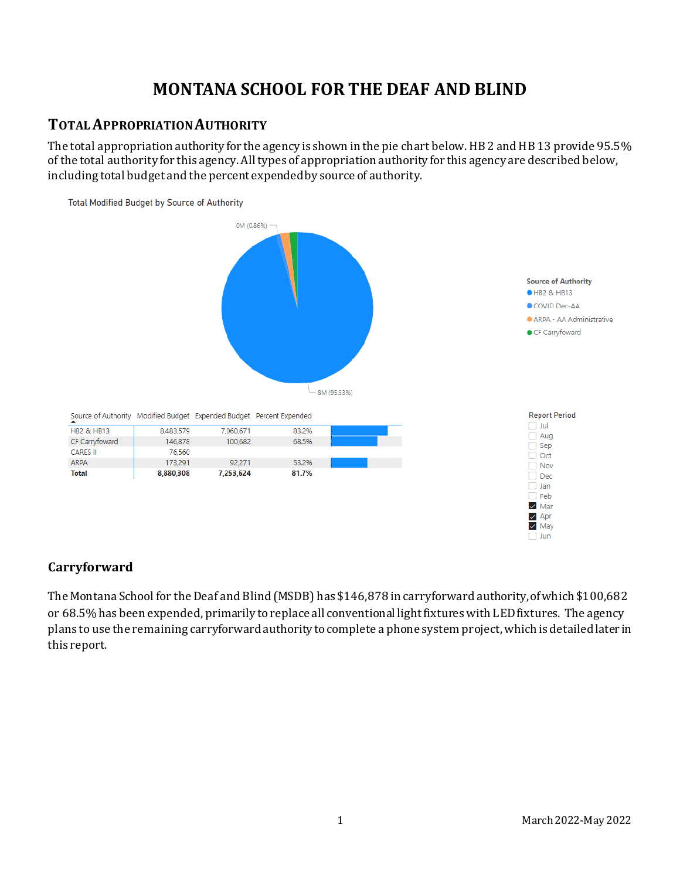# MONTANA SCHOOL FOR THE DEAF AND BLIND

## TOTAL APPROPRIATION AUTHORITY

The total appropriation authority for the agency is shown in the pie chart below. HB 2 and HB 13 provide 95.5% of the total authority for this agency. All types of appropriation authority for this agency are described below, including total budget and the percent expended by source of authority.

Total Modified Budget by Source of Authority

0M (0.86%)

8M (95.53%)

Source of Authority
- HB2 & HB13
- COVID Dec-AA
- ARPA - AA Administrative
- CF Carryfoward

| Source of Authority | Modified Budget | Expended Budget | Percent Expended |
|---|---|---|---|
| HB2 & HB13 | 8,483,579 | 7,060,671 | 83.2% |
| CF Carryfoward | 146,878 | 100,682 | 68.5% |
| CARES II | 76,560 | | |
| ARPA | 173,291 | 92,271 | 53.2% |
| **Total** | **8,880,308** | **7,253,624** | **81.7%** |

Report Period
- [ ] Jul
- [ ] Aug
- [ ] Sep
- [ ] Oct
- [ ] Nov
- [ ] Dec
- [ ] Jan
- [ ] Feb
- [x] Mar
- [x] Apr
- [x] May
- [ ] Jun

## Carryforward

The Montana School for the Deaf and Blind (MSDB) has $146,878 in carryforward authority, of which $100,682 or 68.5% has been expended, primarily to replace all conventional light fixtures with LED fixtures. The agency plans to use the remaining carryforward authority to complete a phone system project, which is detailed later in this report.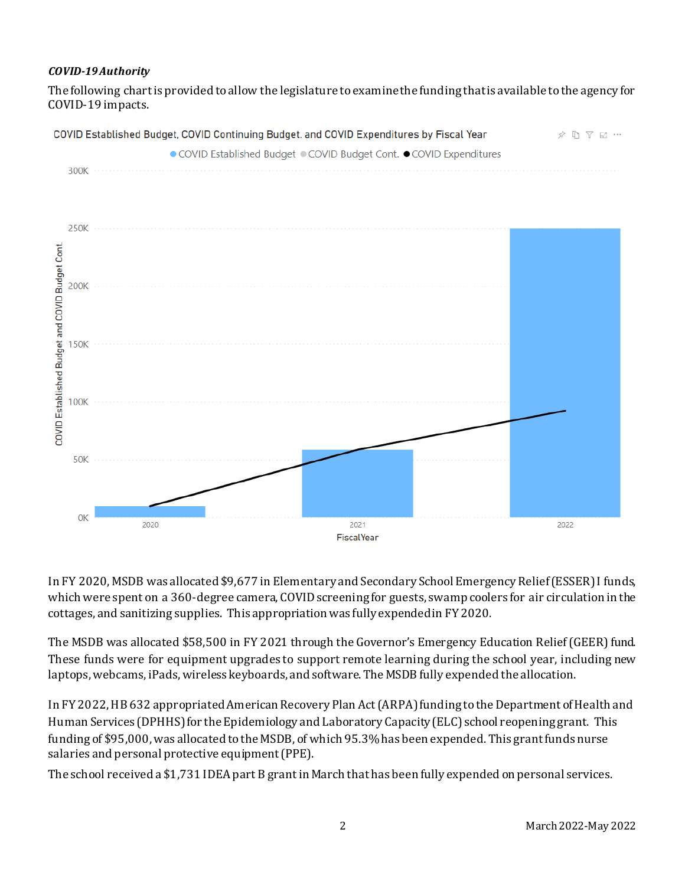***COVID-19 Authority***

The following chart is provided to allow the legislature to examine the funding that is available to the agency for COVID-19 impacts.

COVID Established Budget, COVID Continuing Budget, and COVID Expenditures by Fiscal Year

In FY 2020, MSDB was allocated $9,677 in Elementary and Secondary School Emergency Relief (ESSER) I funds, which were spent on a 360-degree camera, COVID screening for guests, swamp coolers for air circulation in the cottages, and sanitizing supplies. This appropriation was fully expended in FY 2020.

The MSDB was allocated $58,500 in FY 2021 through the Governor's Emergency Education Relief (GEER) fund. These funds were for equipment upgrades to support remote learning during the school year, including new laptops, webcams, iPads, wireless keyboards, and software. The MSDB fully expended the allocation.

In FY 2022, HB 632 appropriated American Recovery Plan Act (ARPA) funding to the Department of Health and Human Services (DPHHS) for the Epidemiology and Laboratory Capacity (ELC) school reopening grant. This funding of $95,000, was allocated to the MSDB, of which 95.3% has been expended. This grant funds nurse salaries and personal protective equipment (PPE).

The school received a $1,731 IDEA part B grant in March that has been fully expended on personal services.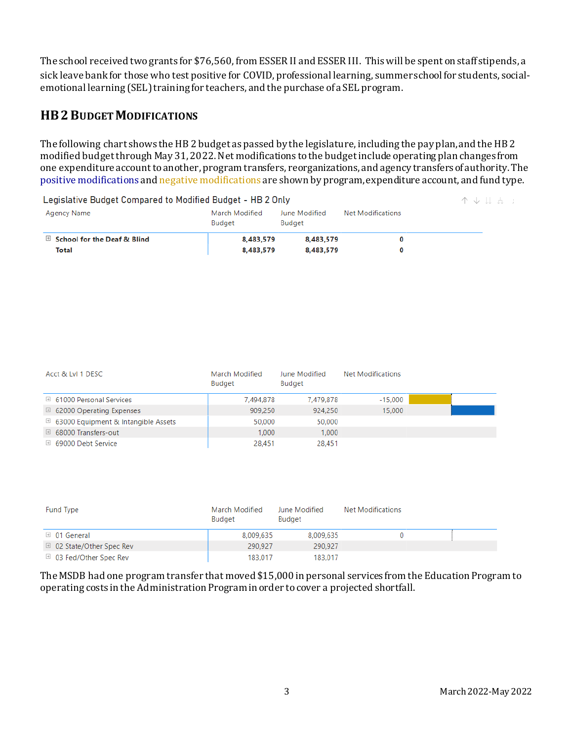The school received two grants for $76,560, from ESSER II and ESSER III. This will be spent on staff stipends, a sick leave bank for those who test positive for COVID, professional learning, summer school for students, social-emotional learning (SEL) training for teachers, and the purchase of a SEL program.

## HB 2 Budget Modifications

The following chart shows the HB 2 budget as passed by the legislature, including the pay plan, and the HB 2 modified budget through May 31, 2022. Net modifications to the budget include operating plan changes from one expenditure account to another, program transfers, reorganizations, and agency transfers of authority. The positive modifications and negative modifications are shown by program, expenditure account, and fund type.

**Legislative Budget Compared to Modified Budget - HB 2 Only**

| Agency Name | March Modified Budget | June Modified Budget | Net Modifications |
|---|---|---|---|
| **School for the Deaf & Blind** | **8,483,579** | **8,483,579** | **0** |
| **Total** | **8,483,579** | **8,483,579** | **0** |

| Acct & Lvl 1 DESC | March Modified Budget | June Modified Budget | Net Modifications |
|---|---|---|---|
| 61000 Personal Services | 7,494,878 | 7,479,878 | -15,000 |
| 62000 Operating Expenses | 909,250 | 924,250 | 15,000 |
| 63000 Equipment & Intangible Assets | 50,000 | 50,000 | |
| 68000 Transfers-out | 1,000 | 1,000 | |
| 69000 Debt Service | 28,451 | 28,451 | |

| Fund Type | March Modified Budget | June Modified Budget | Net Modifications |
|---|---|---|---|
| 01 General | 8,009,635 | 8,009,635 | 0 |
| 02 State/Other Spec Rev | 290,927 | 290,927 | |
| 03 Fed/Other Spec Rev | 183,017 | 183,017 | |

The MSDB had one program transfer that moved $15,000 in personal services from the Education Program to operating costs in the Administration Program in order to cover a projected shortfall.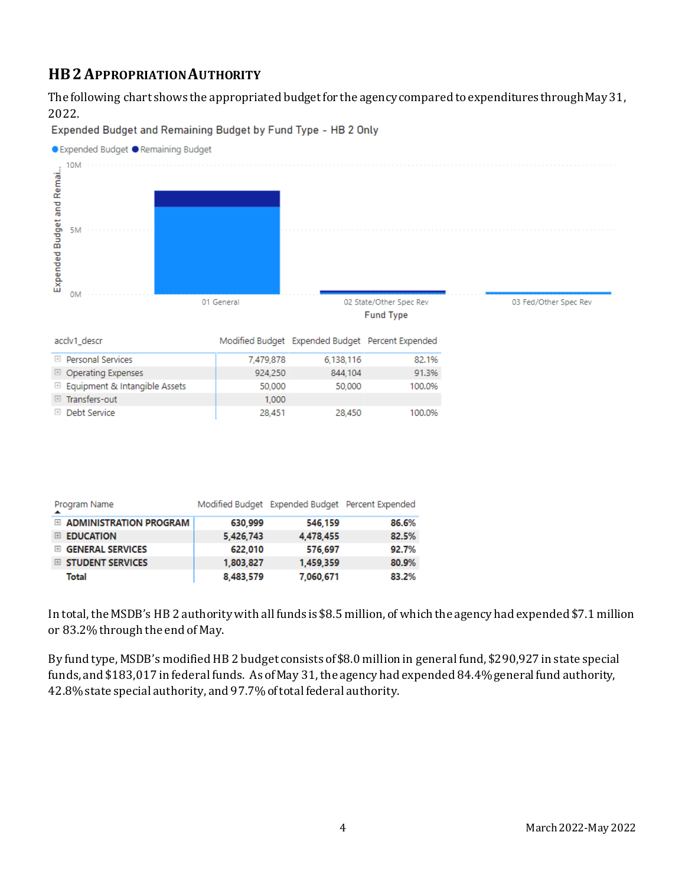## HB 2 Appropriation Authority

The following chart shows the appropriated budget for the agency compared to expenditures through May 31, 2022.

Expended Budget and Remaining Budget by Fund Type - HB 2 Only

| acclv1_descr | Modified Budget | Expended Budget | Percent Expended |
|---|---|---|---|
| Personal Services | 7,479,878 | 6,138,116 | 82.1% |
| Operating Expenses | 924,250 | 844,104 | 91.3% |
| Equipment & Intangible Assets | 50,000 | 50,000 | 100.0% |
| Transfers-out | 1,000 | | |
| Debt Service | 28,451 | 28,450 | 100.0% |

| Program Name | Modified Budget | Expended Budget | Percent Expended |
|---|---|---|---|
| **ADMINISTRATION PROGRAM** | **630,999** | **546,159** | **86.6%** |
| **EDUCATION** | **5,426,743** | **4,478,455** | **82.5%** |
| **GENERAL SERVICES** | **622,010** | **576,697** | **92.7%** |
| **STUDENT SERVICES** | **1,803,827** | **1,459,359** | **80.9%** |
| **Total** | **8,483,579** | **7,060,671** | **83.2%** |

In total, the MSDB's HB 2 authority with all funds is $8.5 million, of which the agency had expended $7.1 million or 83.2% through the end of May.

By fund type, MSDB's modified HB 2 budget consists of $8.0 million in general fund, $290,927 in state special funds, and $183,017 in federal funds. As of May 31, the agency had expended 84.4% general fund authority, 42.8% state special authority, and 97.7% of total federal authority.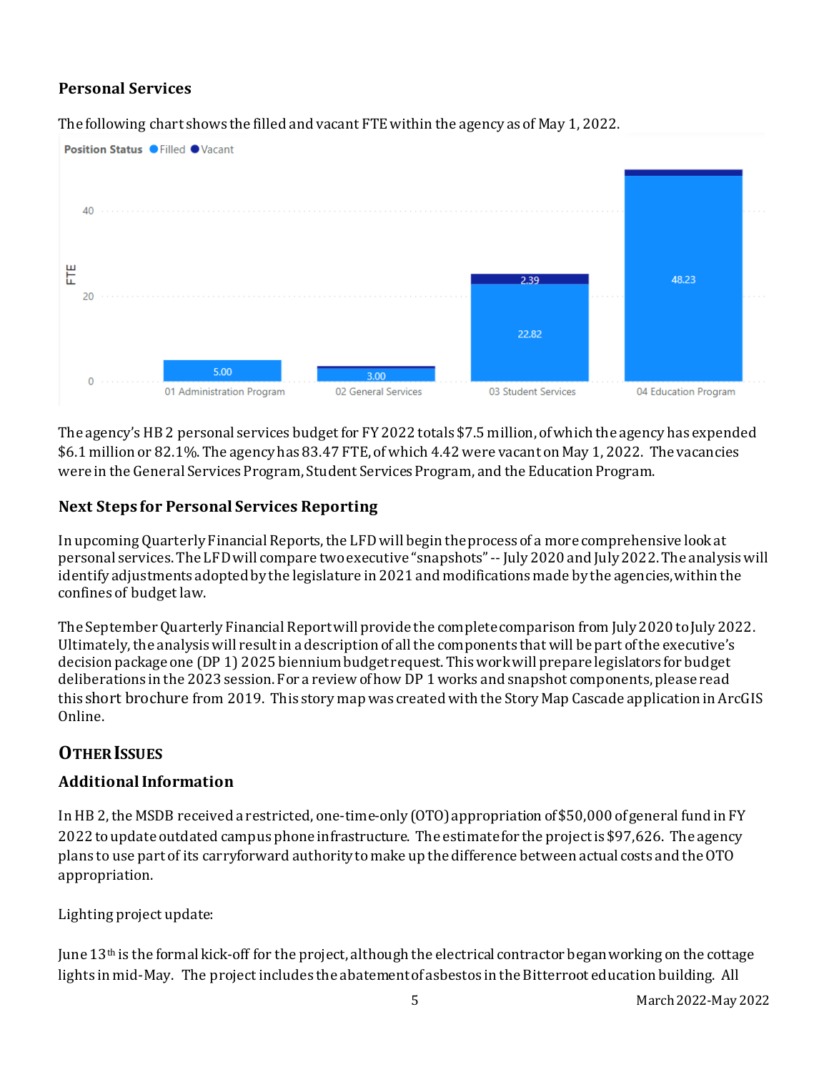### Personal Services

The following chart shows the filled and vacant FTE within the agency as of May 1, 2022.

Position Status: Filled, Vacant

| Program | Filled FTE | Vacant FTE |
|---|---|---|
| 01 Administration Program | 5.00 | |
| 02 General Services | 3.00 | |
| 03 Student Services | 22.82 | 2.39 |
| 04 Education Program | 48.23 | |

The agency's HB 2 personal services budget for FY 2022 totals $7.5 million, of which the agency has expended $6.1 million or 82.1%. The agency has 83.47 FTE, of which 4.42 were vacant on May 1, 2022. The vacancies were in the General Services Program, Student Services Program, and the Education Program.

### Next Steps for Personal Services Reporting

In upcoming Quarterly Financial Reports, the LFD will begin the process of a more comprehensive look at personal services. The LFD will compare two executive "snapshots" -- July 2020 and July 2022. The analysis will identify adjustments adopted by the legislature in 2021 and modifications made by the agencies, within the confines of budget law.

The September Quarterly Financial Report will provide the complete comparison from July 2020 to July 2022. Ultimately, the analysis will result in a description of all the components that will be part of the executive's decision package one (DP 1) 2025 biennium budget request. This work will prepare legislators for budget deliberations in the 2023 session. For a review of how DP 1 works and snapshot components, please read this short brochure from 2019. This story map was created with the Story Map Cascade application in ArcGIS Online.

## OTHER ISSUES

### Additional Information

In HB 2, the MSDB received a restricted, one-time-only (OTO) appropriation of $50,000 of general fund in FY 2022 to update outdated campus phone infrastructure. The estimate for the project is $97,626. The agency plans to use part of its carryforward authority to make up the difference between actual costs and the OTO appropriation.

Lighting project update:

June 13th is the formal kick-off for the project, although the electrical contractor began working on the cottage lights in mid-May. The project includes the abatement of asbestos in the Bitterroot education building. All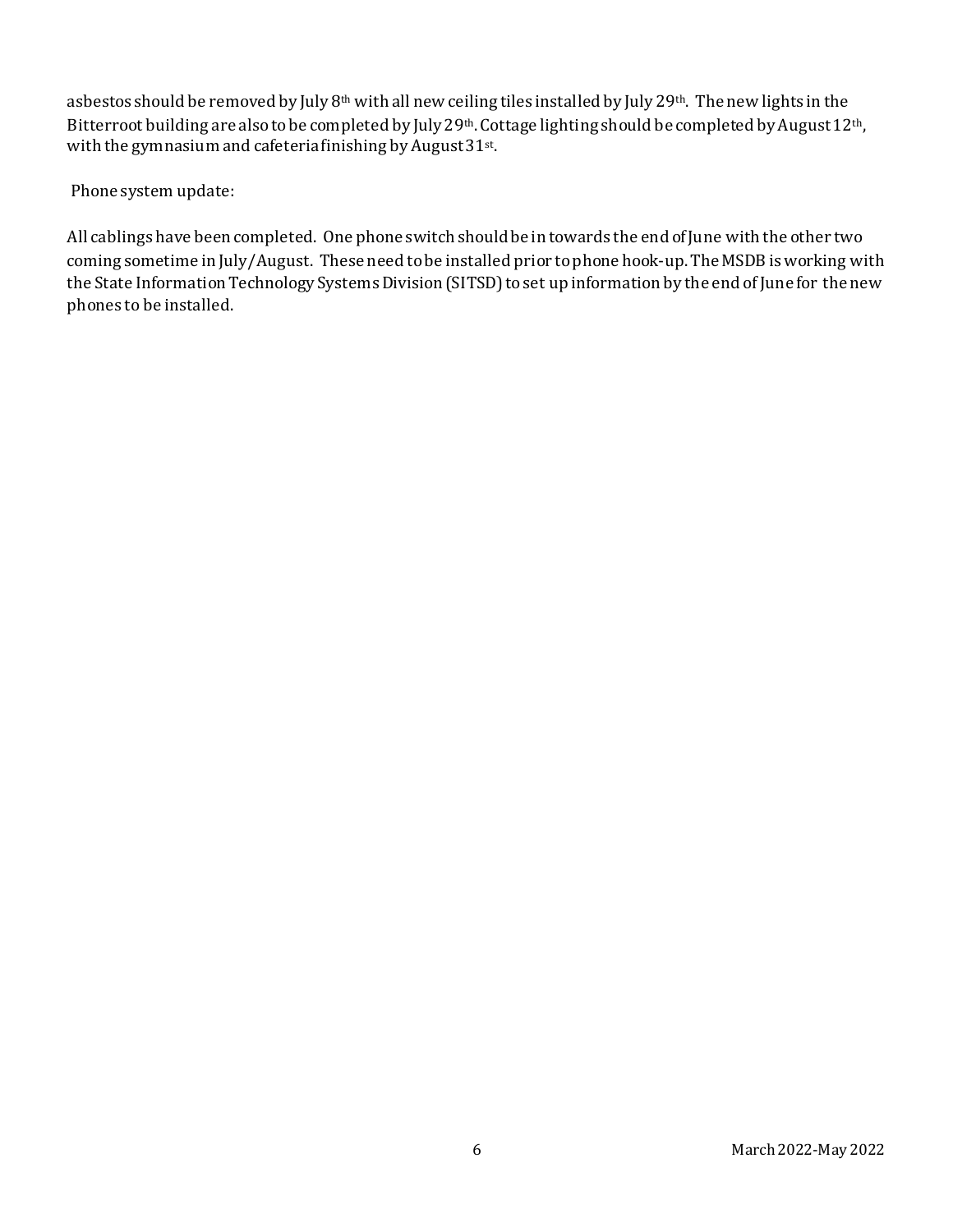asbestos should be removed by July 8th with all new ceiling tiles installed by July 29th. The new lights in the Bitterroot building are also to be completed by July 29th. Cottage lighting should be completed by August 12th, with the gymnasium and cafeteria finishing by August 31st.

Phone system update:

All cablings have been completed. One phone switch should be in towards the end of June with the other two coming sometime in July/August. These need to be installed prior to phone hook-up. The MSDB is working with the State Information Technology Systems Division (SITSD) to set up information by the end of June for the new phones to be installed.